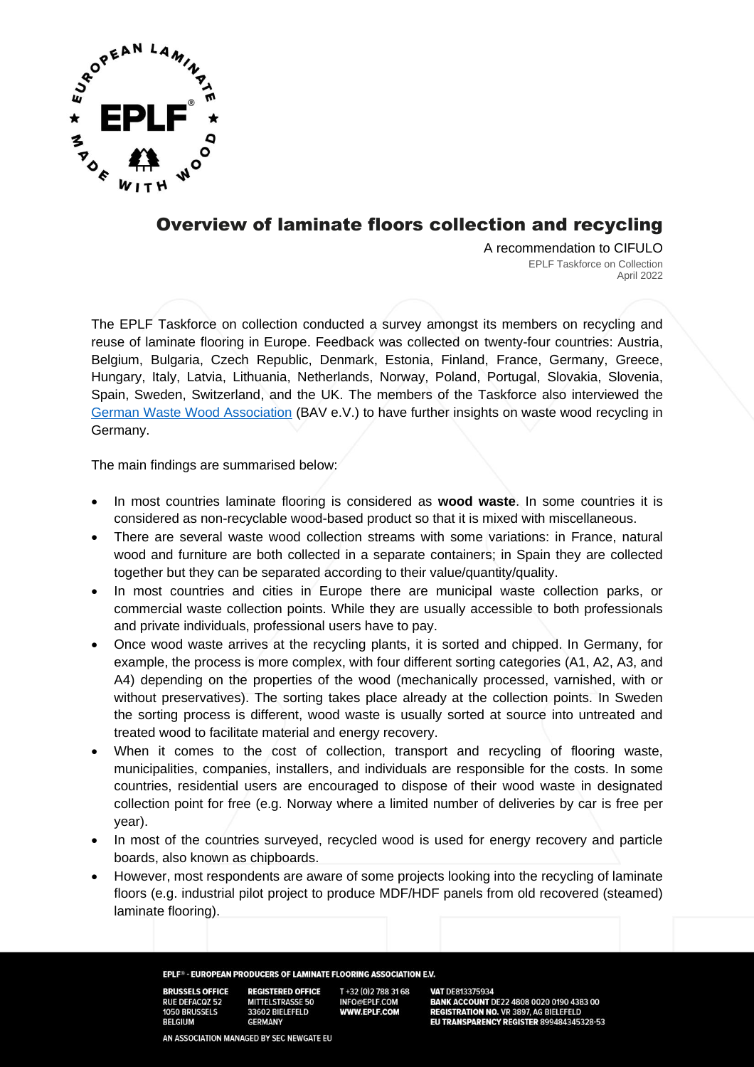# Overview of laminate floors collection and recycling

A recommendation to CIFULO

EPLF Taskforce on Collection
April 2022

The EPLF Taskforce on collection conducted a survey amongst its members on recycling and reuse of laminate flooring in Europe. Feedback was collected on twenty-four countries: Austria, Belgium, Bulgaria, Czech Republic, Denmark, Estonia, Finland, France, Germany, Greece, Hungary, Italy, Latvia, Lithuania, Netherlands, Norway, Poland, Portugal, Slovakia, Slovenia, Spain, Sweden, Switzerland, and the UK. The members of the Taskforce also interviewed the German Waste Wood Association (BAV e.V.) to have further insights on waste wood recycling in Germany.

The main findings are summarised below:

- In most countries laminate flooring is considered as **wood waste**. In some countries it is considered as non-recyclable wood-based product so that it is mixed with miscellaneous.
- There are several waste wood collection streams with some variations: in France, natural wood and furniture are both collected in a separate containers; in Spain they are collected together but they can be separated according to their value/quantity/quality.
- In most countries and cities in Europe there are municipal waste collection parks, or commercial waste collection points. While they are usually accessible to both professionals and private individuals, professional users have to pay.
- Once wood waste arrives at the recycling plants, it is sorted and chipped. In Germany, for example, the process is more complex, with four different sorting categories (A1, A2, A3, and A4) depending on the properties of the wood (mechanically processed, varnished, with or without preservatives). The sorting takes place already at the collection points. In Sweden the sorting process is different, wood waste is usually sorted at source into untreated and treated wood to facilitate material and energy recovery.
- When it comes to the cost of collection, transport and recycling of flooring waste, municipalities, companies, installers, and individuals are responsible for the costs. In some countries, residential users are encouraged to dispose of their wood waste in designated collection point for free (e.g. Norway where a limited number of deliveries by car is free per year).
- In most of the countries surveyed, recycled wood is used for energy recovery and particle boards, also known as chipboards.
- However, most respondents are aware of some projects looking into the recycling of laminate floors (e.g. industrial pilot project to produce MDF/HDF panels from old recovered (steamed) laminate flooring).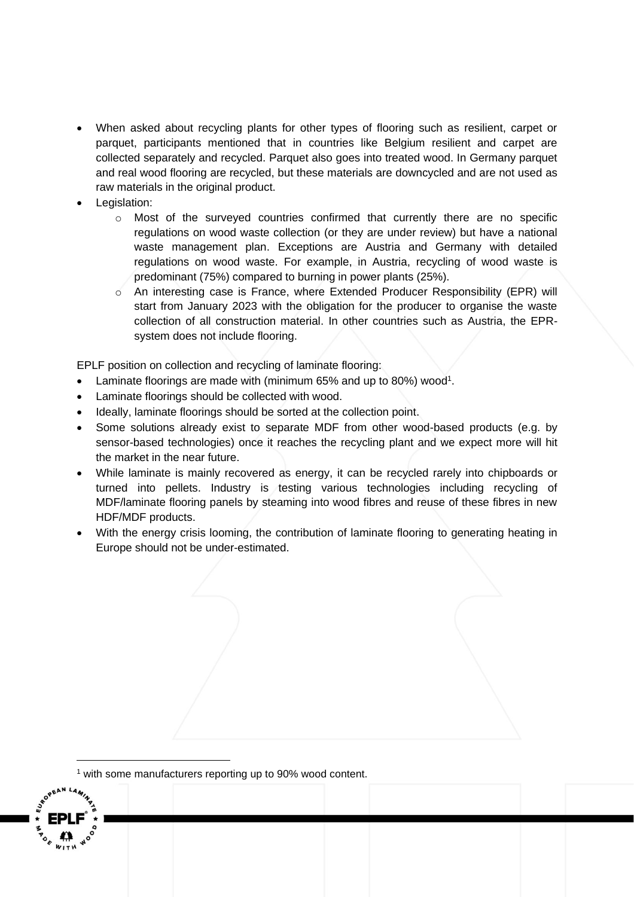- When asked about recycling plants for other types of flooring such as resilient, carpet or parquet, participants mentioned that in countries like Belgium resilient and carpet are collected separately and recycled. Parquet also goes into treated wood. In Germany parquet and real wood flooring are recycled, but these materials are downcycled and are not used as raw materials in the original product.
- Legislation:
  - Most of the surveyed countries confirmed that currently there are no specific regulations on wood waste collection (or they are under review) but have a national waste management plan. Exceptions are Austria and Germany with detailed regulations on wood waste. For example, in Austria, recycling of wood waste is predominant (75%) compared to burning in power plants (25%).
  - An interesting case is France, where Extended Producer Responsibility (EPR) will start from January 2023 with the obligation for the producer to organise the waste collection of all construction material. In other countries such as Austria, the EPR-system does not include flooring.

EPLF position on collection and recycling of laminate flooring:

- Laminate floorings are made with (minimum 65% and up to 80%) wood[1].
- Laminate floorings should be collected with wood.
- Ideally, laminate floorings should be sorted at the collection point.
- Some solutions already exist to separate MDF from other wood-based products (e.g. by sensor-based technologies) once it reaches the recycling plant and we expect more will hit the market in the near future.
- While laminate is mainly recovered as energy, it can be recycled rarely into chipboards or turned into pellets. Industry is testing various technologies including recycling of MDF/laminate flooring panels by steaming into wood fibres and reuse of these fibres in new HDF/MDF products.
- With the energy crisis looming, the contribution of laminate flooring to generating heating in Europe should not be under-estimated.

[1] with some manufacturers reporting up to 90% wood content.